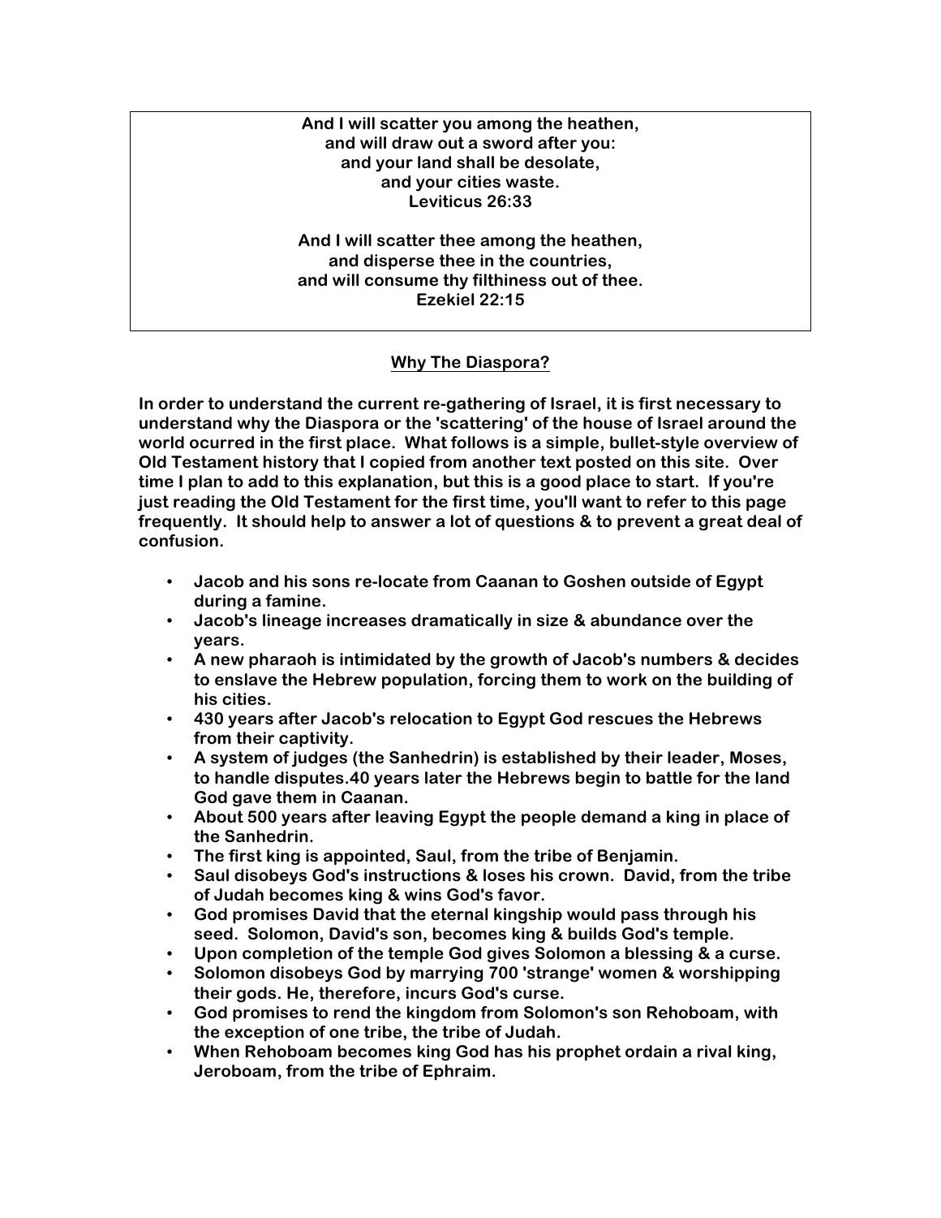**And I will scatter you among the heathen,**
**and will draw out a sword after you:**
**and your land shall be desolate,**
**and your cities waste.**
**Leviticus 26:33**

**And I will scatter thee among the heathen,**
**and disperse thee in the countries,**
**and will consume thy filthiness out of thee.**
**Ezekiel 22:15**

## Why The Diaspora?

**In order to understand the current re-gathering of Israel, it is first necessary to understand why the Diaspora or the 'scattering' of the house of Israel around the world ocurred in the first place. What follows is a simple, bullet-style overview of Old Testament history that I copied from another text posted on this site. Over time I plan to add to this explanation, but this is a good place to start. If you're just reading the Old Testament for the first time, you'll want to refer to this page frequently. It should help to answer a lot of questions & to prevent a great deal of confusion.**

- **Jacob and his sons re-locate from Caanan to Goshen outside of Egypt during a famine.**
- **Jacob's lineage increases dramatically in size & abundance over the years.**
- **A new pharaoh is intimidated by the growth of Jacob's numbers & decides to enslave the Hebrew population, forcing them to work on the building of his cities.**
- **430 years after Jacob's relocation to Egypt God rescues the Hebrews from their captivity.**
- **A system of judges (the Sanhedrin) is established by their leader, Moses, to handle disputes.40 years later the Hebrews begin to battle for the land God gave them in Caanan.**
- **About 500 years after leaving Egypt the people demand a king in place of the Sanhedrin.**
- **The first king is appointed, Saul, from the tribe of Benjamin.**
- **Saul disobeys God's instructions & loses his crown. David, from the tribe of Judah becomes king & wins God's favor.**
- **God promises David that the eternal kingship would pass through his seed. Solomon, David's son, becomes king & builds God's temple.**
- **Upon completion of the temple God gives Solomon a blessing & a curse.**
- **Solomon disobeys God by marrying 700 'strange' women & worshipping their gods. He, therefore, incurs God's curse.**
- **God promises to rend the kingdom from Solomon's son Rehoboam, with the exception of one tribe, the tribe of Judah.**
- **When Rehoboam becomes king God has his prophet ordain a rival king, Jeroboam, from the tribe of Ephraim.**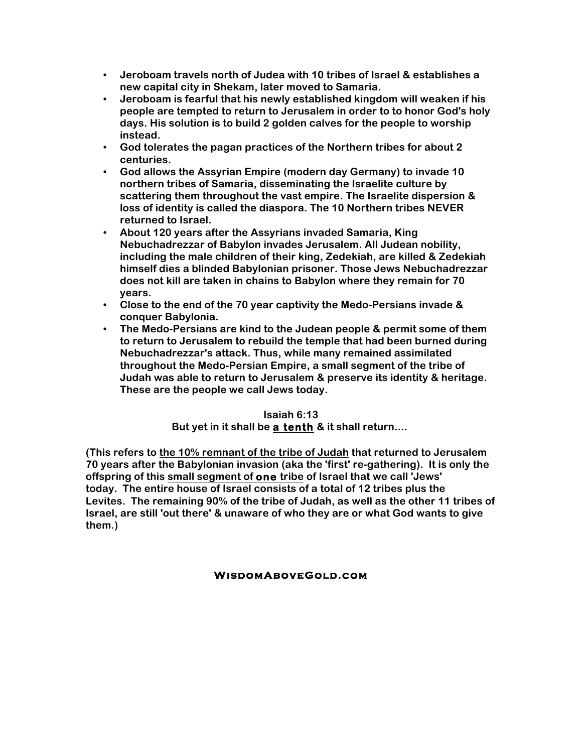- **Jeroboam travels north of Judea with 10 tribes of Israel & establishes a new capital city in Shekam, later moved to Samaria.**
- **Jeroboam is fearful that his newly established kingdom will weaken if his people are tempted to return to Jerusalem in order to to honor God's holy days. His solution is to build 2 golden calves for the people to worship instead.**
- **God tolerates the pagan practices of the Northern tribes for about 2 centuries.**
- **God allows the Assyrian Empire (modern day Germany) to invade 10 northern tribes of Samaria, disseminating the Israelite culture by scattering them throughout the vast empire. The Israelite dispersion & loss of identity is called the diaspora. The 10 Northern tribes NEVER returned to Israel.**
- **About 120 years after the Assyrians invaded Samaria, King Nebuchadrezzar of Babylon invades Jerusalem. All Judean nobility, including the male children of their king, Zedekiah, are killed & Zedekiah himself dies a blinded Babylonian prisoner. Those Jews Nebuchadrezzar does not kill are taken in chains to Babylon where they remain for 70 years.**
- **Close to the end of the 70 year captivity the Medo-Persians invade & conquer Babylonia.**
- **The Medo-Persians are kind to the Judean people & permit some of them to return to Jerusalem to rebuild the temple that had been burned during Nebuchadrezzar's attack. Thus, while many remained assimilated throughout the Medo-Persian Empire, a small segment of the tribe of Judah was able to return to Jerusalem & preserve its identity & heritage. These are the people we call Jews today.**

**Isaiah 6:13**
**But yet in it shall be a tenth & it shall return....**

**(This refers to the 10% remnant of the tribe of Judah that returned to Jerusalem 70 years after the Babylonian invasion (aka the 'first' re-gathering). It is only the offspring of this small segment of one tribe of Israel that we call 'Jews' today. The entire house of Israel consists of a total of 12 tribes plus the Levites. The remaining 90% of the tribe of Judah, as well as the other 11 tribes of Israel, are still 'out there' & unaware of who they are or what God wants to give them.)**

**WisdomAboveGold.com**